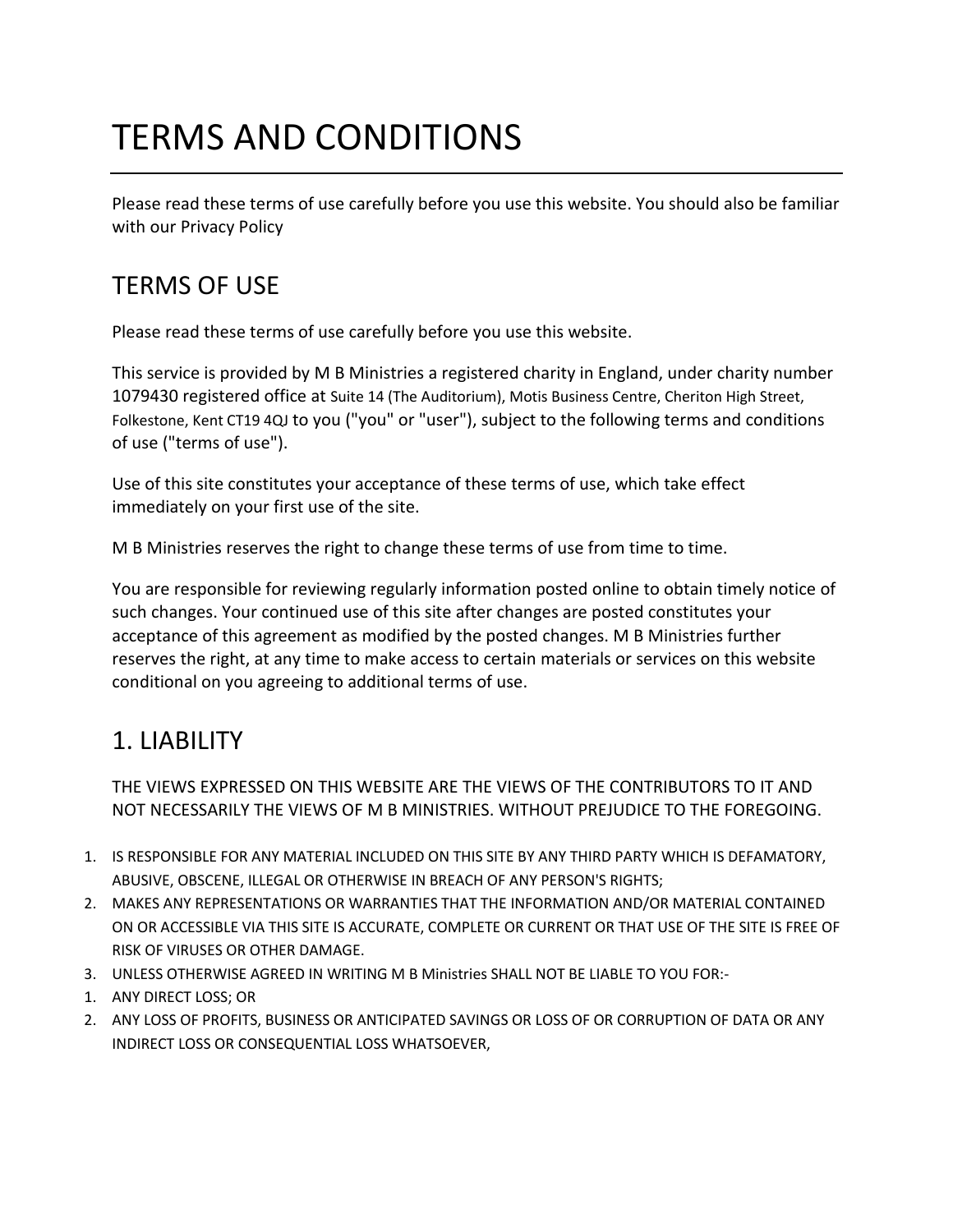# TERMS AND CONDITIONS

Please read these terms of use carefully before you use this website. You should also be familiar with our Privacy Policy

## TERMS OF USE

Please read these terms of use carefully before you use this website.

This service is provided by M B Ministries a registered charity in England, under charity number 1079430 registered office at Suite 14 (The Auditorium), Motis Business Centre, Cheriton High Street, Folkestone, Kent CT19 4QJ to you ("you" or "user"), subject to the following terms and conditions of use ("terms of use").

Use of this site constitutes your acceptance of these terms of use, which take effect immediately on your first use of the site.

M B Ministries reserves the right to change these terms of use from time to time.

You are responsible for reviewing regularly information posted online to obtain timely notice of such changes. Your continued use of this site after changes are posted constitutes your acceptance of this agreement as modified by the posted changes. M B Ministries further reserves the right, at any time to make access to certain materials or services on this website conditional on you agreeing to additional terms of use.

## 1. LIABILITY

THE VIEWS EXPRESSED ON THIS WEBSITE ARE THE VIEWS OF THE CONTRIBUTORS TO IT AND NOT NECESSARILY THE VIEWS OF M B MINISTRIES. WITHOUT PREJUDICE TO THE FOREGOING.

1. IS RESPONSIBLE FOR ANY MATERIAL INCLUDED ON THIS SITE BY ANY THIRD PARTY WHICH IS DEFAMATORY, ABUSIVE, OBSCENE, ILLEGAL OR OTHERWISE IN BREACH OF ANY PERSON'S RIGHTS;
2. MAKES ANY REPRESENTATIONS OR WARRANTIES THAT THE INFORMATION AND/OR MATERIAL CONTAINED ON OR ACCESSIBLE VIA THIS SITE IS ACCURATE, COMPLETE OR CURRENT OR THAT USE OF THE SITE IS FREE OF RISK OF VIRUSES OR OTHER DAMAGE.
3. UNLESS OTHERWISE AGREED IN WRITING M B Ministries SHALL NOT BE LIABLE TO YOU FOR:-

1. ANY DIRECT LOSS; OR
2. ANY LOSS OF PROFITS, BUSINESS OR ANTICIPATED SAVINGS OR LOSS OF OR CORRUPTION OF DATA OR ANY INDIRECT LOSS OR CONSEQUENTIAL LOSS WHATSOEVER,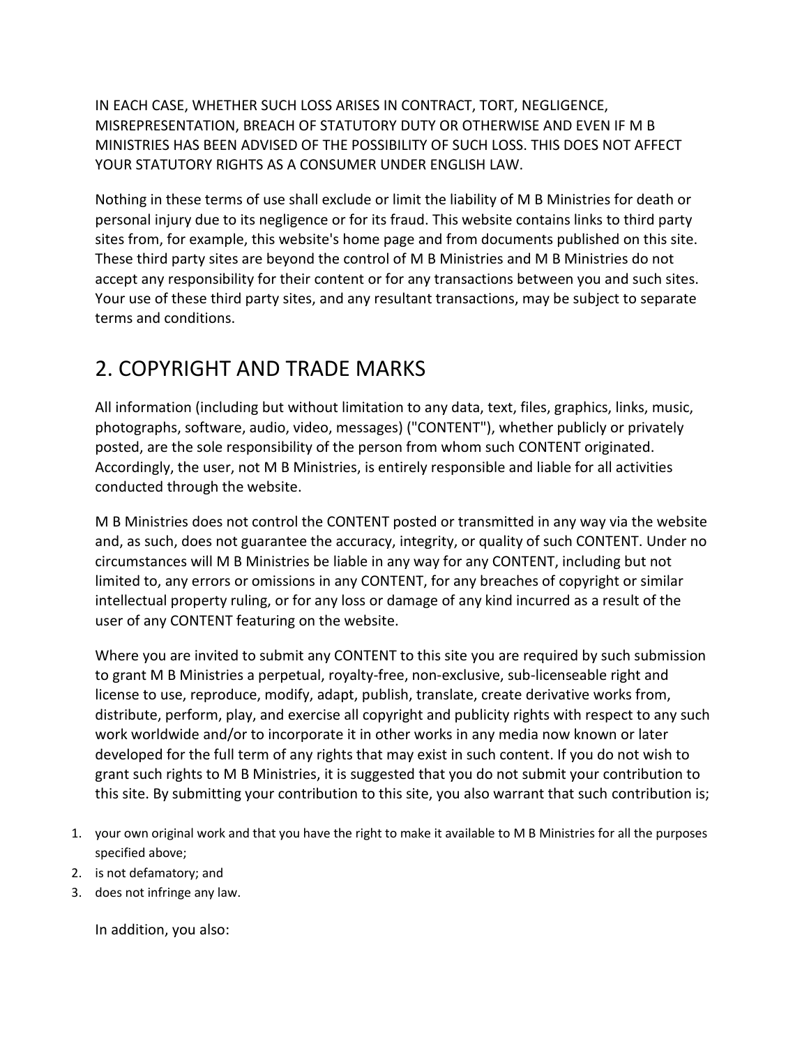IN EACH CASE, WHETHER SUCH LOSS ARISES IN CONTRACT, TORT, NEGLIGENCE, MISREPRESENTATION, BREACH OF STATUTORY DUTY OR OTHERWISE AND EVEN IF M B MINISTRIES HAS BEEN ADVISED OF THE POSSIBILITY OF SUCH LOSS. THIS DOES NOT AFFECT YOUR STATUTORY RIGHTS AS A CONSUMER UNDER ENGLISH LAW.

Nothing in these terms of use shall exclude or limit the liability of M B Ministries for death or personal injury due to its negligence or for its fraud. This website contains links to third party sites from, for example, this website's home page and from documents published on this site. These third party sites are beyond the control of M B Ministries and M B Ministries do not accept any responsibility for their content or for any transactions between you and such sites. Your use of these third party sites, and any resultant transactions, may be subject to separate terms and conditions.

# 2. COPYRIGHT AND TRADE MARKS

All information (including but without limitation to any data, text, files, graphics, links, music, photographs, software, audio, video, messages) ("CONTENT"), whether publicly or privately posted, are the sole responsibility of the person from whom such CONTENT originated. Accordingly, the user, not M B Ministries, is entirely responsible and liable for all activities conducted through the website.

M B Ministries does not control the CONTENT posted or transmitted in any way via the website and, as such, does not guarantee the accuracy, integrity, or quality of such CONTENT. Under no circumstances will M B Ministries be liable in any way for any CONTENT, including but not limited to, any errors or omissions in any CONTENT, for any breaches of copyright or similar intellectual property ruling, or for any loss or damage of any kind incurred as a result of the user of any CONTENT featuring on the website.

Where you are invited to submit any CONTENT to this site you are required by such submission to grant M B Ministries a perpetual, royalty-free, non-exclusive, sub-licenseable right and license to use, reproduce, modify, adapt, publish, translate, create derivative works from, distribute, perform, play, and exercise all copyright and publicity rights with respect to any such work worldwide and/or to incorporate it in other works in any media now known or later developed for the full term of any rights that may exist in such content. If you do not wish to grant such rights to M B Ministries, it is suggested that you do not submit your contribution to this site. By submitting your contribution to this site, you also warrant that such contribution is;

1. your own original work and that you have the right to make it available to M B Ministries for all the purposes specified above;
2. is not defamatory; and
3. does not infringe any law.

In addition, you also: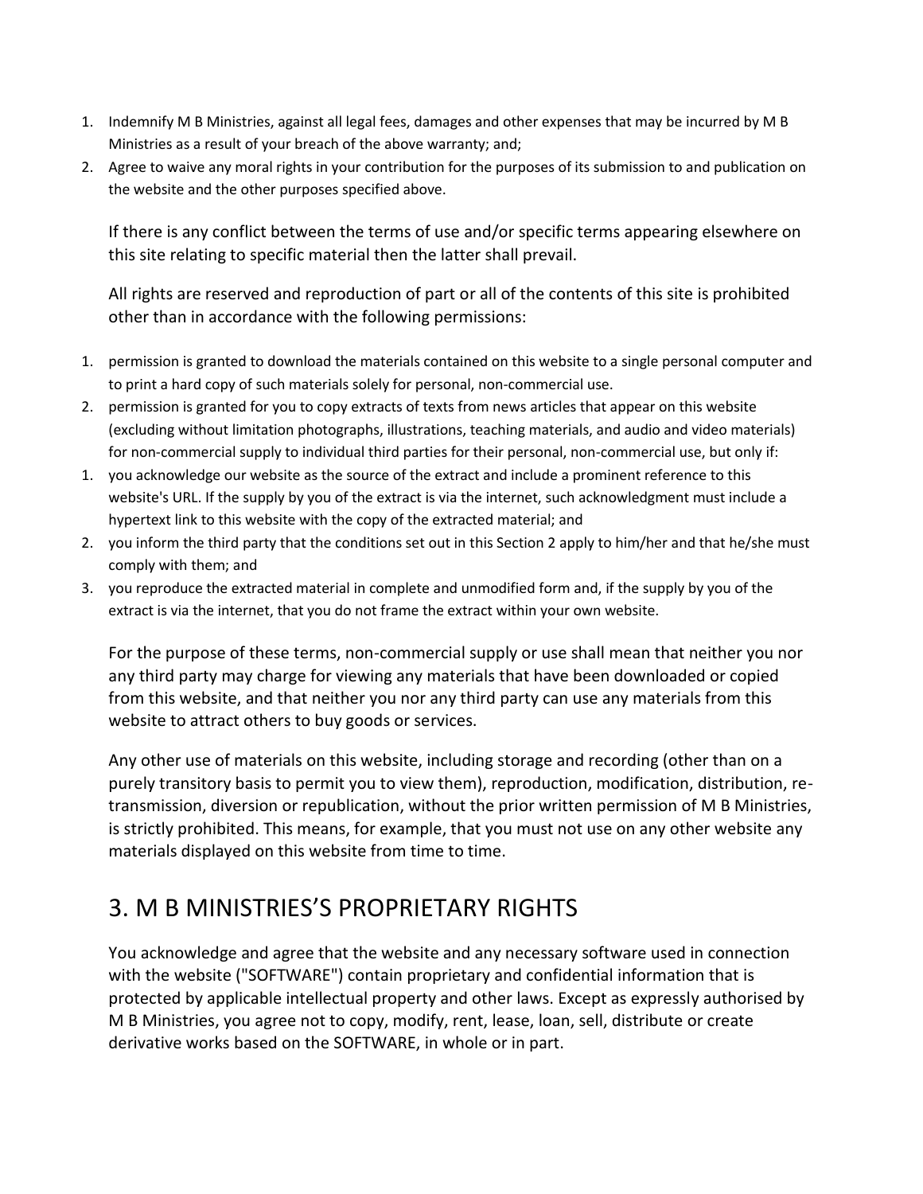1. Indemnify M B Ministries, against all legal fees, damages and other expenses that may be incurred by M B Ministries as a result of your breach of the above warranty; and;
2. Agree to waive any moral rights in your contribution for the purposes of its submission to and publication on the website and the other purposes specified above.

If there is any conflict between the terms of use and/or specific terms appearing elsewhere on this site relating to specific material then the latter shall prevail.

All rights are reserved and reproduction of part or all of the contents of this site is prohibited other than in accordance with the following permissions:

1. permission is granted to download the materials contained on this website to a single personal computer and to print a hard copy of such materials solely for personal, non-commercial use.
2. permission is granted for you to copy extracts of texts from news articles that appear on this website (excluding without limitation photographs, illustrations, teaching materials, and audio and video materials) for non-commercial supply to individual third parties for their personal, non-commercial use, but only if:

1. you acknowledge our website as the source of the extract and include a prominent reference to this website's URL. If the supply by you of the extract is via the internet, such acknowledgment must include a hypertext link to this website with the copy of the extracted material; and
2. you inform the third party that the conditions set out in this Section 2 apply to him/her and that he/she must comply with them; and
3. you reproduce the extracted material in complete and unmodified form and, if the supply by you of the extract is via the internet, that you do not frame the extract within your own website.

For the purpose of these terms, non-commercial supply or use shall mean that neither you nor any third party may charge for viewing any materials that have been downloaded or copied from this website, and that neither you nor any third party can use any materials from this website to attract others to buy goods or services.

Any other use of materials on this website, including storage and recording (other than on a purely transitory basis to permit you to view them), reproduction, modification, distribution, re-transmission, diversion or republication, without the prior written permission of M B Ministries, is strictly prohibited. This means, for example, that you must not use on any other website any materials displayed on this website from time to time.

## 3. M B MINISTRIES'S PROPRIETARY RIGHTS

You acknowledge and agree that the website and any necessary software used in connection with the website ("SOFTWARE") contain proprietary and confidential information that is protected by applicable intellectual property and other laws. Except as expressly authorised by M B Ministries, you agree not to copy, modify, rent, lease, loan, sell, distribute or create derivative works based on the SOFTWARE, in whole or in part.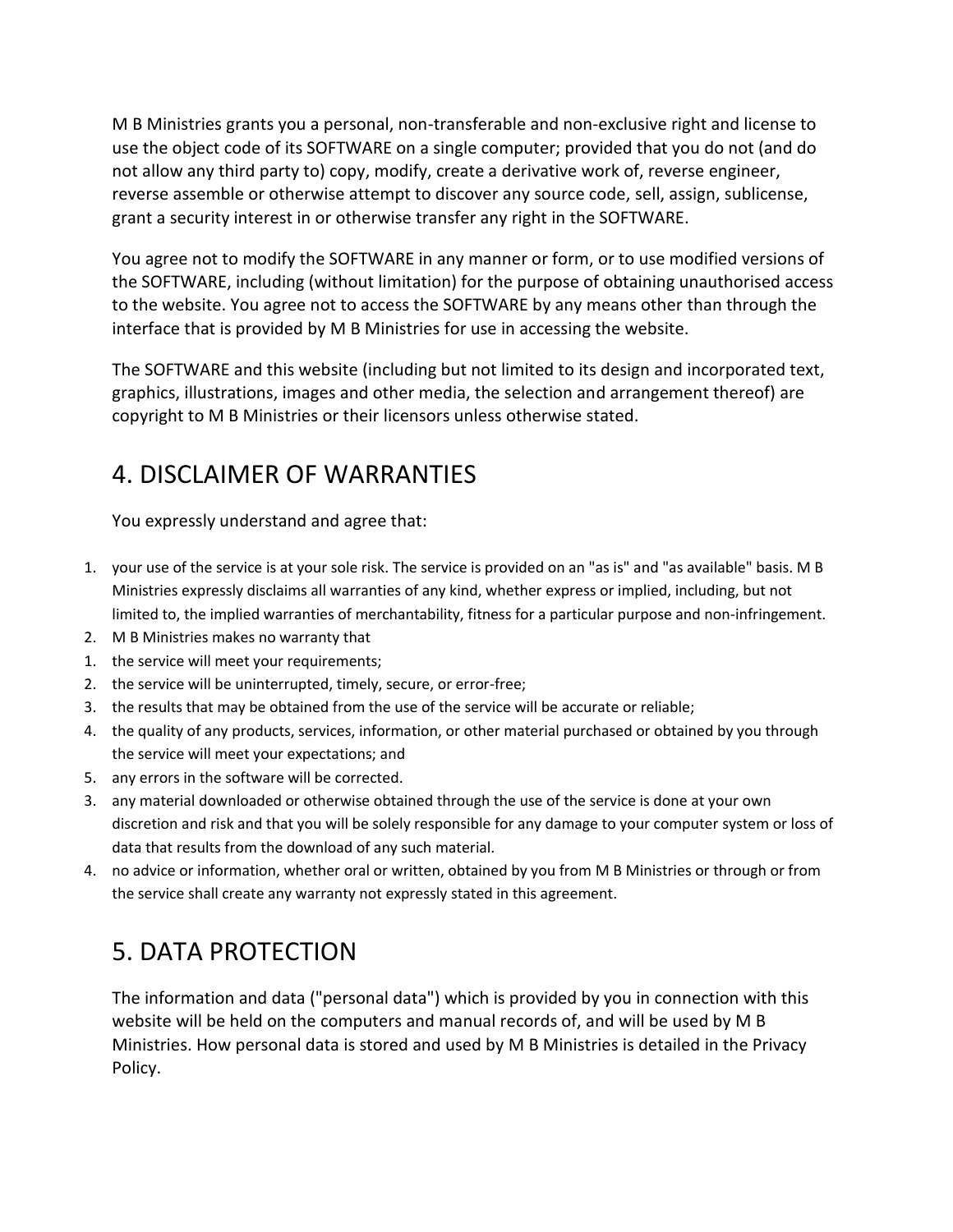M B Ministries grants you a personal, non-transferable and non-exclusive right and license to use the object code of its SOFTWARE on a single computer; provided that you do not (and do not allow any third party to) copy, modify, create a derivative work of, reverse engineer, reverse assemble or otherwise attempt to discover any source code, sell, assign, sublicense, grant a security interest in or otherwise transfer any right in the SOFTWARE.

You agree not to modify the SOFTWARE in any manner or form, or to use modified versions of the SOFTWARE, including (without limitation) for the purpose of obtaining unauthorised access to the website. You agree not to access the SOFTWARE by any means other than through the interface that is provided by M B Ministries for use in accessing the website.

The SOFTWARE and this website (including but not limited to its design and incorporated text, graphics, illustrations, images and other media, the selection and arrangement thereof) are copyright to M B Ministries or their licensors unless otherwise stated.

## 4. DISCLAIMER OF WARRANTIES

You expressly understand and agree that:

1. your use of the service is at your sole risk. The service is provided on an "as is" and "as available" basis. M B Ministries expressly disclaims all warranties of any kind, whether express or implied, including, but not limited to, the implied warranties of merchantability, fitness for a particular purpose and non-infringement.
2. M B Ministries makes no warranty that
    1. the service will meet your requirements;
    2. the service will be uninterrupted, timely, secure, or error-free;
    3. the results that may be obtained from the use of the service will be accurate or reliable;
    4. the quality of any products, services, information, or other material purchased or obtained by you through the service will meet your expectations; and
    5. any errors in the software will be corrected.
3. any material downloaded or otherwise obtained through the use of the service is done at your own discretion and risk and that you will be solely responsible for any damage to your computer system or loss of data that results from the download of any such material.
4. no advice or information, whether oral or written, obtained by you from M B Ministries or through or from the service shall create any warranty not expressly stated in this agreement.

## 5. DATA PROTECTION

The information and data ("personal data") which is provided by you in connection with this website will be held on the computers and manual records of, and will be used by M B Ministries. How personal data is stored and used by M B Ministries is detailed in the Privacy Policy.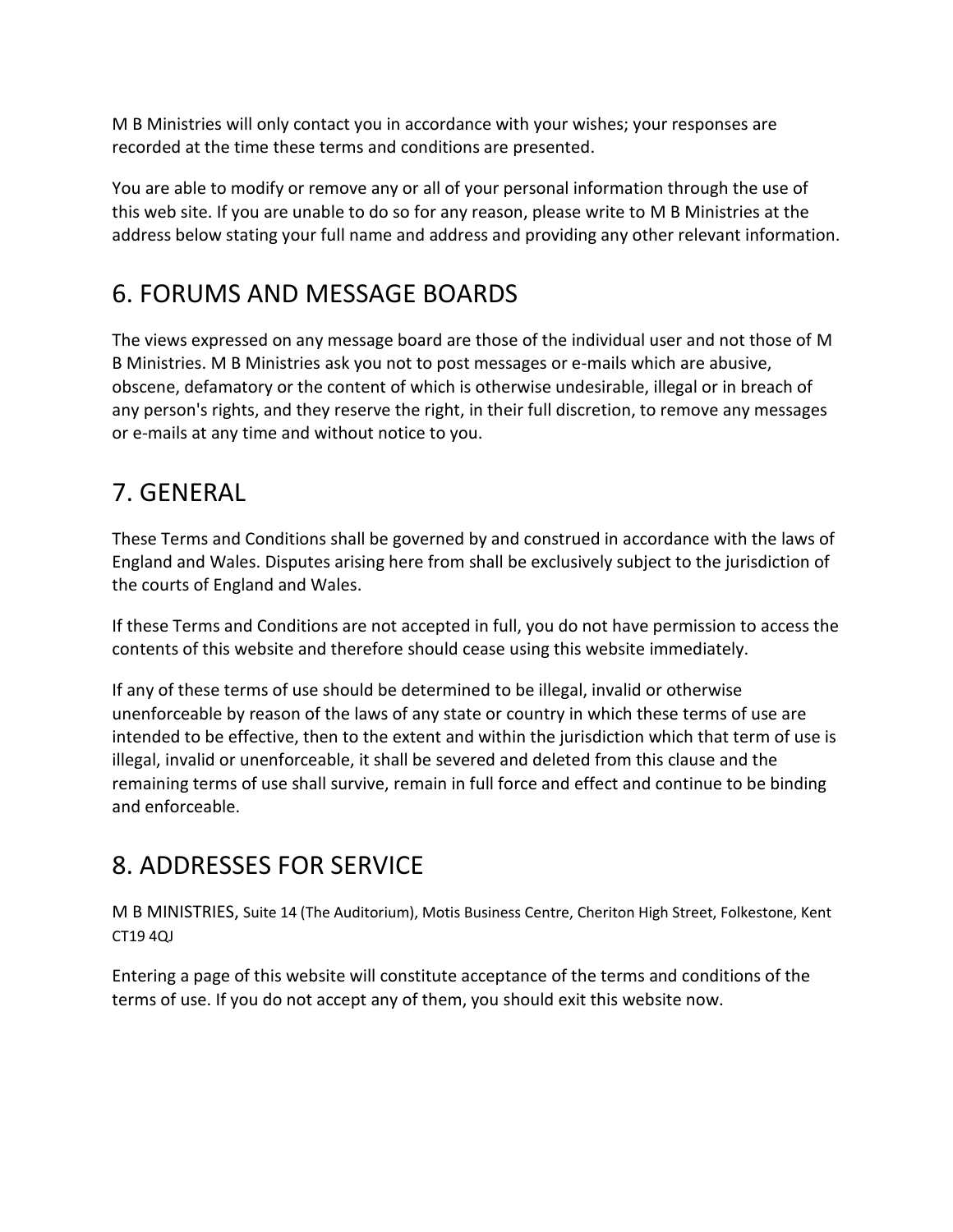M B Ministries will only contact you in accordance with your wishes; your responses are recorded at the time these terms and conditions are presented.

You are able to modify or remove any or all of your personal information through the use of this web site. If you are unable to do so for any reason, please write to M B Ministries at the address below stating your full name and address and providing any other relevant information.

## 6. FORUMS AND MESSAGE BOARDS

The views expressed on any message board are those of the individual user and not those of M B Ministries. M B Ministries ask you not to post messages or e-mails which are abusive, obscene, defamatory or the content of which is otherwise undesirable, illegal or in breach of any person's rights, and they reserve the right, in their full discretion, to remove any messages or e-mails at any time and without notice to you.

## 7. GENERAL

These Terms and Conditions shall be governed by and construed in accordance with the laws of England and Wales. Disputes arising here from shall be exclusively subject to the jurisdiction of the courts of England and Wales.

If these Terms and Conditions are not accepted in full, you do not have permission to access the contents of this website and therefore should cease using this website immediately.

If any of these terms of use should be determined to be illegal, invalid or otherwise unenforceable by reason of the laws of any state or country in which these terms of use are intended to be effective, then to the extent and within the jurisdiction which that term of use is illegal, invalid or unenforceable, it shall be severed and deleted from this clause and the remaining terms of use shall survive, remain in full force and effect and continue to be binding and enforceable.

## 8. ADDRESSES FOR SERVICE

M B MINISTRIES, Suite 14 (The Auditorium), Motis Business Centre, Cheriton High Street, Folkestone, Kent CT19 4QJ

Entering a page of this website will constitute acceptance of the terms and conditions of the terms of use. If you do not accept any of them, you should exit this website now.